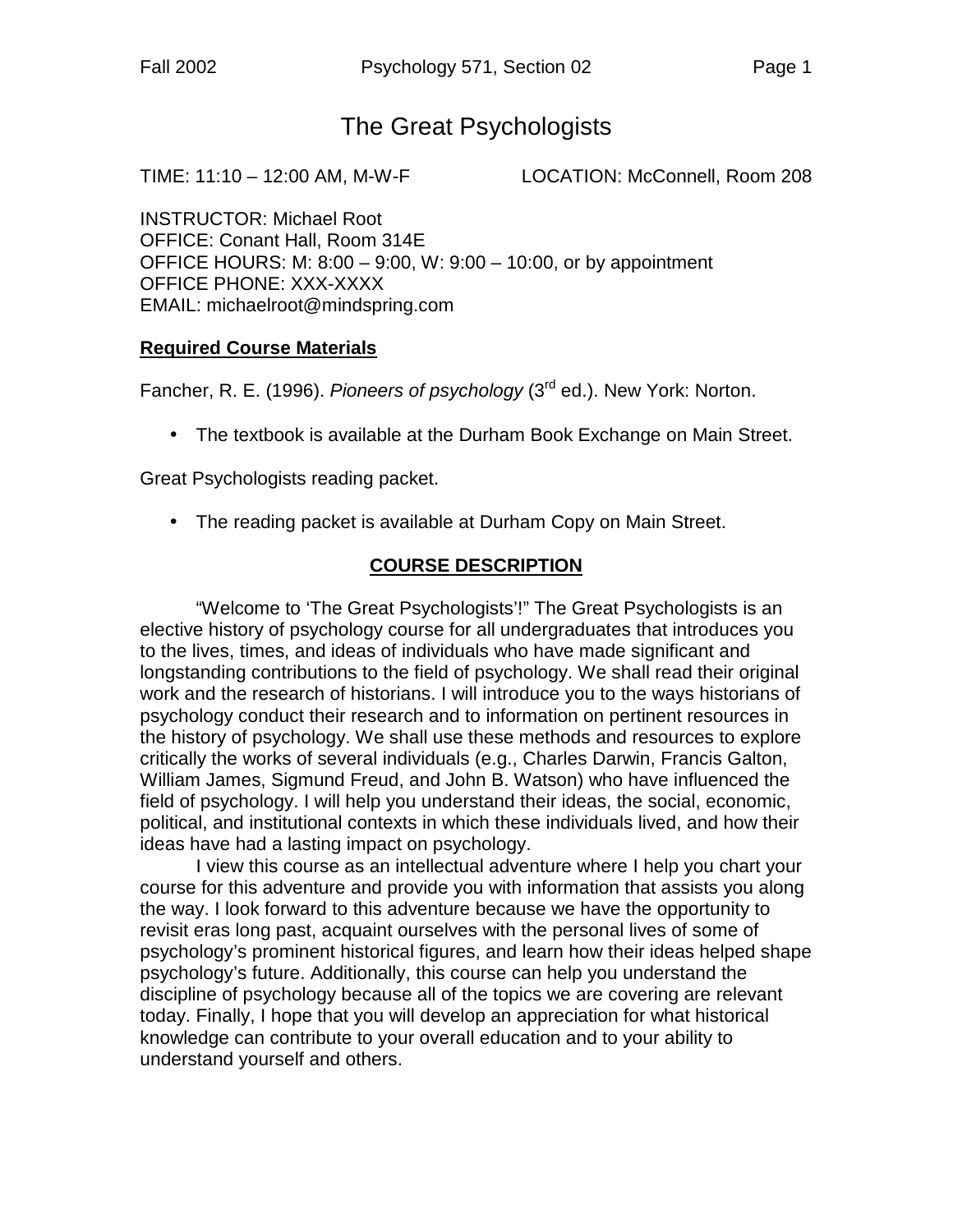# The Great Psychologists

TIME: 11:10 – 12:00 AM, M-W-F LOCATION: McConnell, Room 208

INSTRUCTOR: Michael Root
OFFICE: Conant Hall, Room 314E
OFFICE HOURS: M: 8:00 – 9:00, W: 9:00 – 10:00, or by appointment
OFFICE PHONE: XXX-XXXX
EMAIL: michaelroot@mindspring.com

## Required Course Materials

Fancher, R. E. (1996). *Pioneers of psychology* (3rd ed.). New York: Norton.

- The textbook is available at the Durham Book Exchange on Main Street.

Great Psychologists reading packet.

- The reading packet is available at Durham Copy on Main Street.

## COURSE DESCRIPTION

"Welcome to 'The Great Psychologists'!" The Great Psychologists is an elective history of psychology course for all undergraduates that introduces you to the lives, times, and ideas of individuals who have made significant and longstanding contributions to the field of psychology. We shall read their original work and the research of historians. I will introduce you to the ways historians of psychology conduct their research and to information on pertinent resources in the history of psychology. We shall use these methods and resources to explore critically the works of several individuals (e.g., Charles Darwin, Francis Galton, William James, Sigmund Freud, and John B. Watson) who have influenced the field of psychology. I will help you understand their ideas, the social, economic, political, and institutional contexts in which these individuals lived, and how their ideas have had a lasting impact on psychology.

I view this course as an intellectual adventure where I help you chart your course for this adventure and provide you with information that assists you along the way. I look forward to this adventure because we have the opportunity to revisit eras long past, acquaint ourselves with the personal lives of some of psychology's prominent historical figures, and learn how their ideas helped shape psychology's future. Additionally, this course can help you understand the discipline of psychology because all of the topics we are covering are relevant today. Finally, I hope that you will develop an appreciation for what historical knowledge can contribute to your overall education and to your ability to understand yourself and others.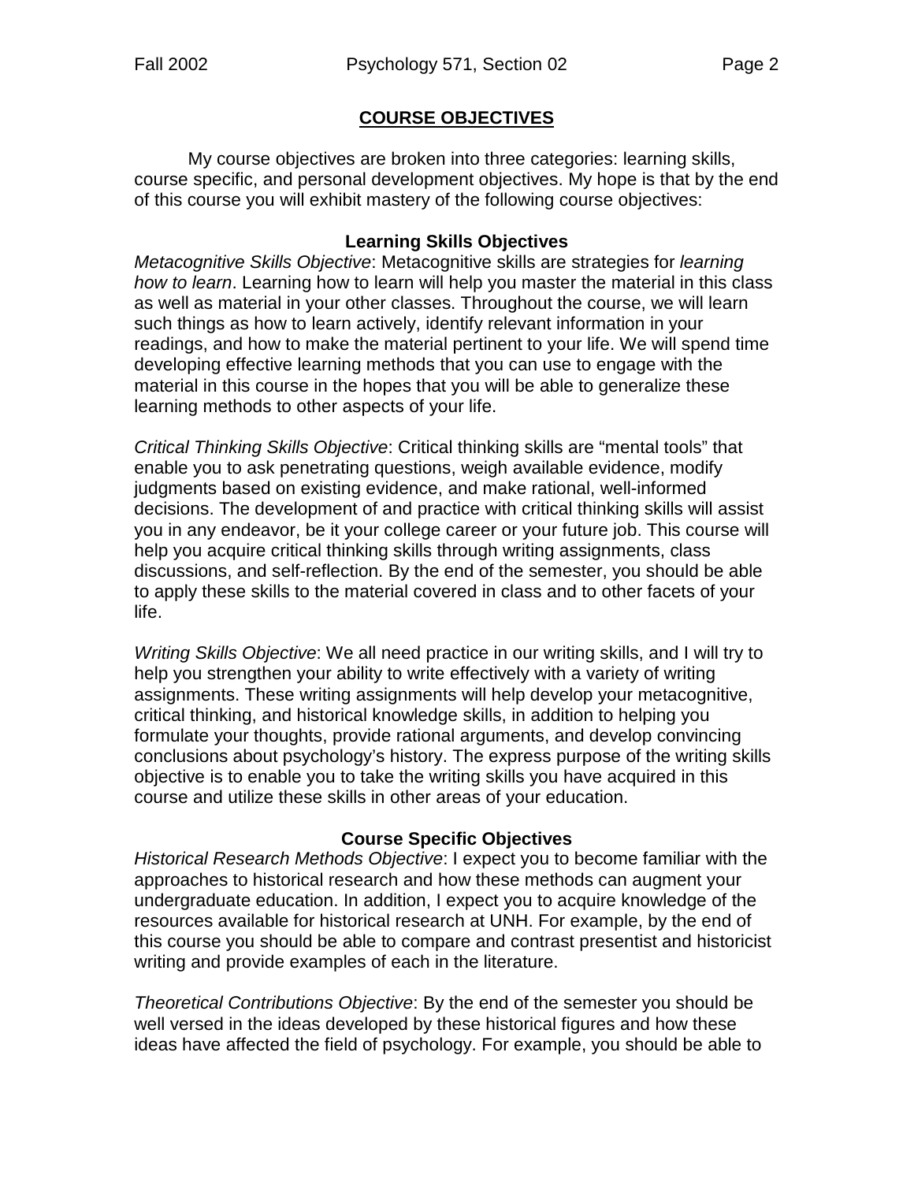## COURSE OBJECTIVES

My course objectives are broken into three categories: learning skills, course specific, and personal development objectives. My hope is that by the end of this course you will exhibit mastery of the following course objectives:

### Learning Skills Objectives

*Metacognitive Skills Objective*: Metacognitive skills are strategies for *learning how to learn*. Learning how to learn will help you master the material in this class as well as material in your other classes. Throughout the course, we will learn such things as how to learn actively, identify relevant information in your readings, and how to make the material pertinent to your life. We will spend time developing effective learning methods that you can use to engage with the material in this course in the hopes that you will be able to generalize these learning methods to other aspects of your life.

*Critical Thinking Skills Objective*: Critical thinking skills are "mental tools" that enable you to ask penetrating questions, weigh available evidence, modify judgments based on existing evidence, and make rational, well-informed decisions. The development of and practice with critical thinking skills will assist you in any endeavor, be it your college career or your future job. This course will help you acquire critical thinking skills through writing assignments, class discussions, and self-reflection. By the end of the semester, you should be able to apply these skills to the material covered in class and to other facets of your life.

*Writing Skills Objective*: We all need practice in our writing skills, and I will try to help you strengthen your ability to write effectively with a variety of writing assignments. These writing assignments will help develop your metacognitive, critical thinking, and historical knowledge skills, in addition to helping you formulate your thoughts, provide rational arguments, and develop convincing conclusions about psychology's history. The express purpose of the writing skills objective is to enable you to take the writing skills you have acquired in this course and utilize these skills in other areas of your education.

### Course Specific Objectives

*Historical Research Methods Objective*: I expect you to become familiar with the approaches to historical research and how these methods can augment your undergraduate education. In addition, I expect you to acquire knowledge of the resources available for historical research at UNH. For example, by the end of this course you should be able to compare and contrast presentist and historicist writing and provide examples of each in the literature.

*Theoretical Contributions Objective*: By the end of the semester you should be well versed in the ideas developed by these historical figures and how these ideas have affected the field of psychology. For example, you should be able to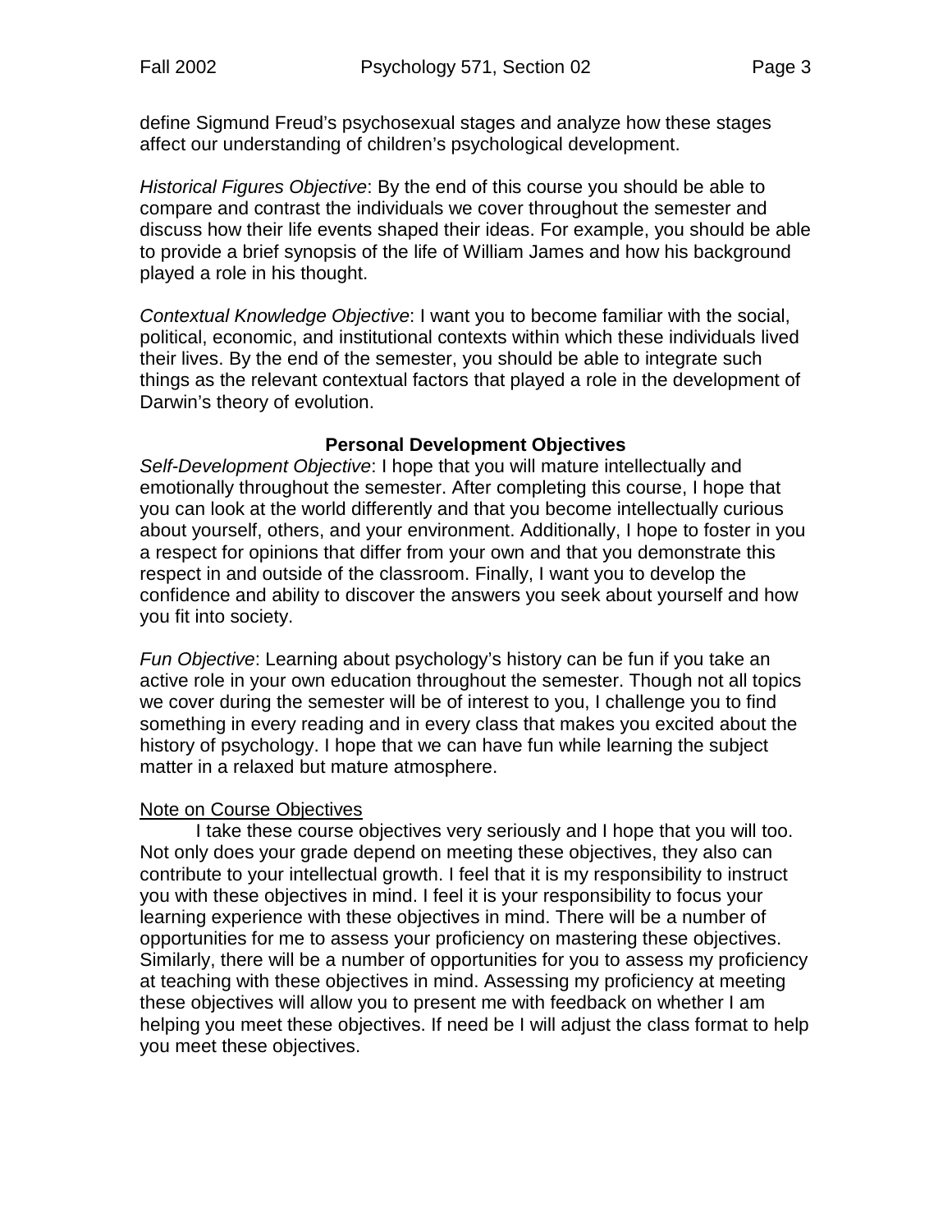define Sigmund Freud's psychosexual stages and analyze how these stages affect our understanding of children's psychological development.

*Historical Figures Objective*: By the end of this course you should be able to compare and contrast the individuals we cover throughout the semester and discuss how their life events shaped their ideas. For example, you should be able to provide a brief synopsis of the life of William James and how his background played a role in his thought.

*Contextual Knowledge Objective*: I want you to become familiar with the social, political, economic, and institutional contexts within which these individuals lived their lives. By the end of the semester, you should be able to integrate such things as the relevant contextual factors that played a role in the development of Darwin's theory of evolution.

### Personal Development Objectives

*Self-Development Objective*: I hope that you will mature intellectually and emotionally throughout the semester. After completing this course, I hope that you can look at the world differently and that you become intellectually curious about yourself, others, and your environment. Additionally, I hope to foster in you a respect for opinions that differ from your own and that you demonstrate this respect in and outside of the classroom. Finally, I want you to develop the confidence and ability to discover the answers you seek about yourself and how you fit into society.

*Fun Objective*: Learning about psychology's history can be fun if you take an active role in your own education throughout the semester. Though not all topics we cover during the semester will be of interest to you, I challenge you to find something in every reading and in every class that makes you excited about the history of psychology. I hope that we can have fun while learning the subject matter in a relaxed but mature atmosphere.

<u>Note on Course Objectives</u>

I take these course objectives very seriously and I hope that you will too. Not only does your grade depend on meeting these objectives, they also can contribute to your intellectual growth. I feel that it is my responsibility to instruct you with these objectives in mind. I feel it is your responsibility to focus your learning experience with these objectives in mind. There will be a number of opportunities for me to assess your proficiency on mastering these objectives. Similarly, there will be a number of opportunities for you to assess my proficiency at teaching with these objectives in mind. Assessing my proficiency at meeting these objectives will allow you to present me with feedback on whether I am helping you meet these objectives. If need be I will adjust the class format to help you meet these objectives.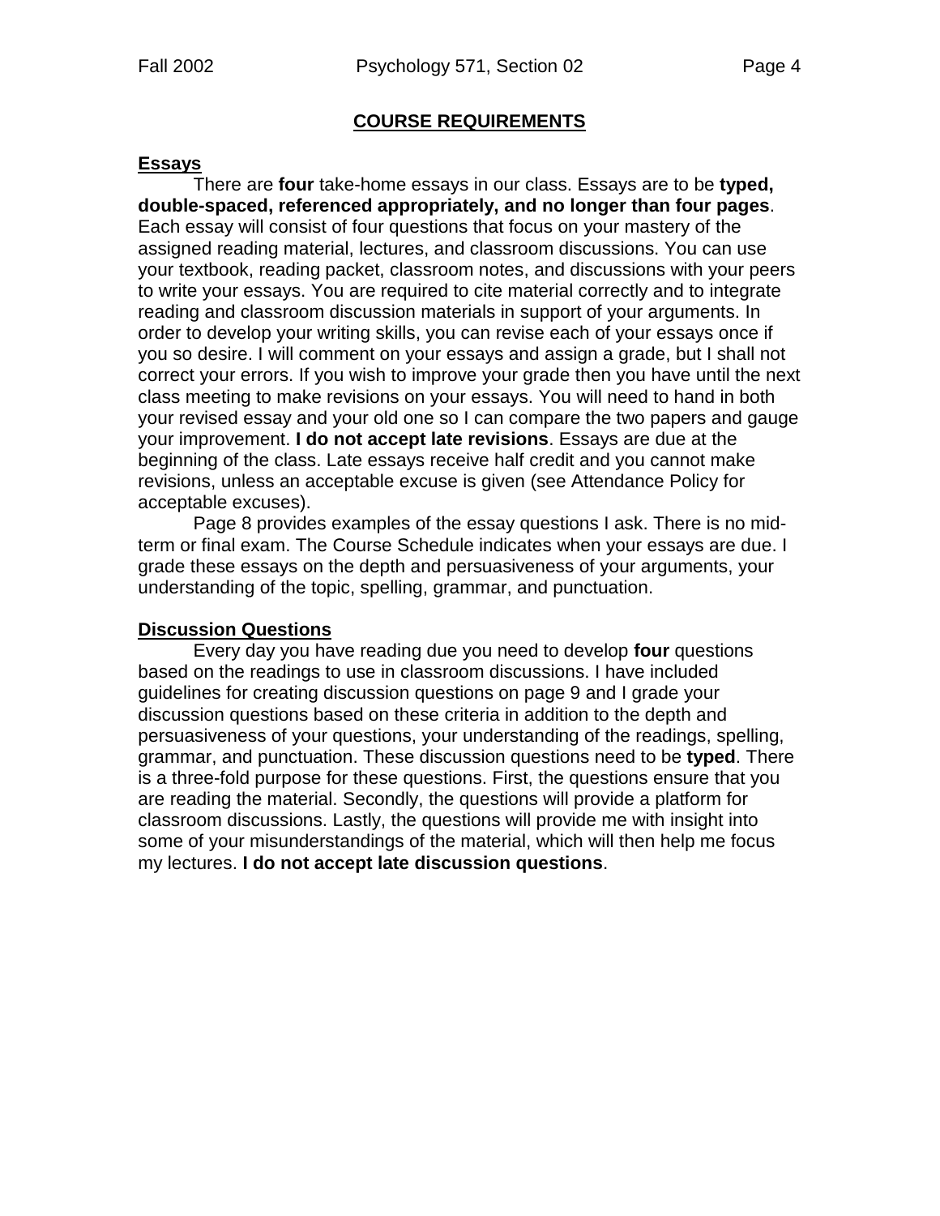## COURSE REQUIREMENTS

### Essays

There are **four** take-home essays in our class. Essays are to be **typed, double-spaced, referenced appropriately, and no longer than four pages**. Each essay will consist of four questions that focus on your mastery of the assigned reading material, lectures, and classroom discussions. You can use your textbook, reading packet, classroom notes, and discussions with your peers to write your essays. You are required to cite material correctly and to integrate reading and classroom discussion materials in support of your arguments. In order to develop your writing skills, you can revise each of your essays once if you so desire. I will comment on your essays and assign a grade, but I shall not correct your errors. If you wish to improve your grade then you have until the next class meeting to make revisions on your essays. You will need to hand in both your revised essay and your old one so I can compare the two papers and gauge your improvement. **I do not accept late revisions**. Essays are due at the beginning of the class. Late essays receive half credit and you cannot make revisions, unless an acceptable excuse is given (see Attendance Policy for acceptable excuses).

Page 8 provides examples of the essay questions I ask. There is no mid-term or final exam. The Course Schedule indicates when your essays are due. I grade these essays on the depth and persuasiveness of your arguments, your understanding of the topic, spelling, grammar, and punctuation.

### Discussion Questions

Every day you have reading due you need to develop **four** questions based on the readings to use in classroom discussions. I have included guidelines for creating discussion questions on page 9 and I grade your discussion questions based on these criteria in addition to the depth and persuasiveness of your questions, your understanding of the readings, spelling, grammar, and punctuation. These discussion questions need to be **typed**. There is a three-fold purpose for these questions. First, the questions ensure that you are reading the material. Secondly, the questions will provide a platform for classroom discussions. Lastly, the questions will provide me with insight into some of your misunderstandings of the material, which will then help me focus my lectures. **I do not accept late discussion questions**.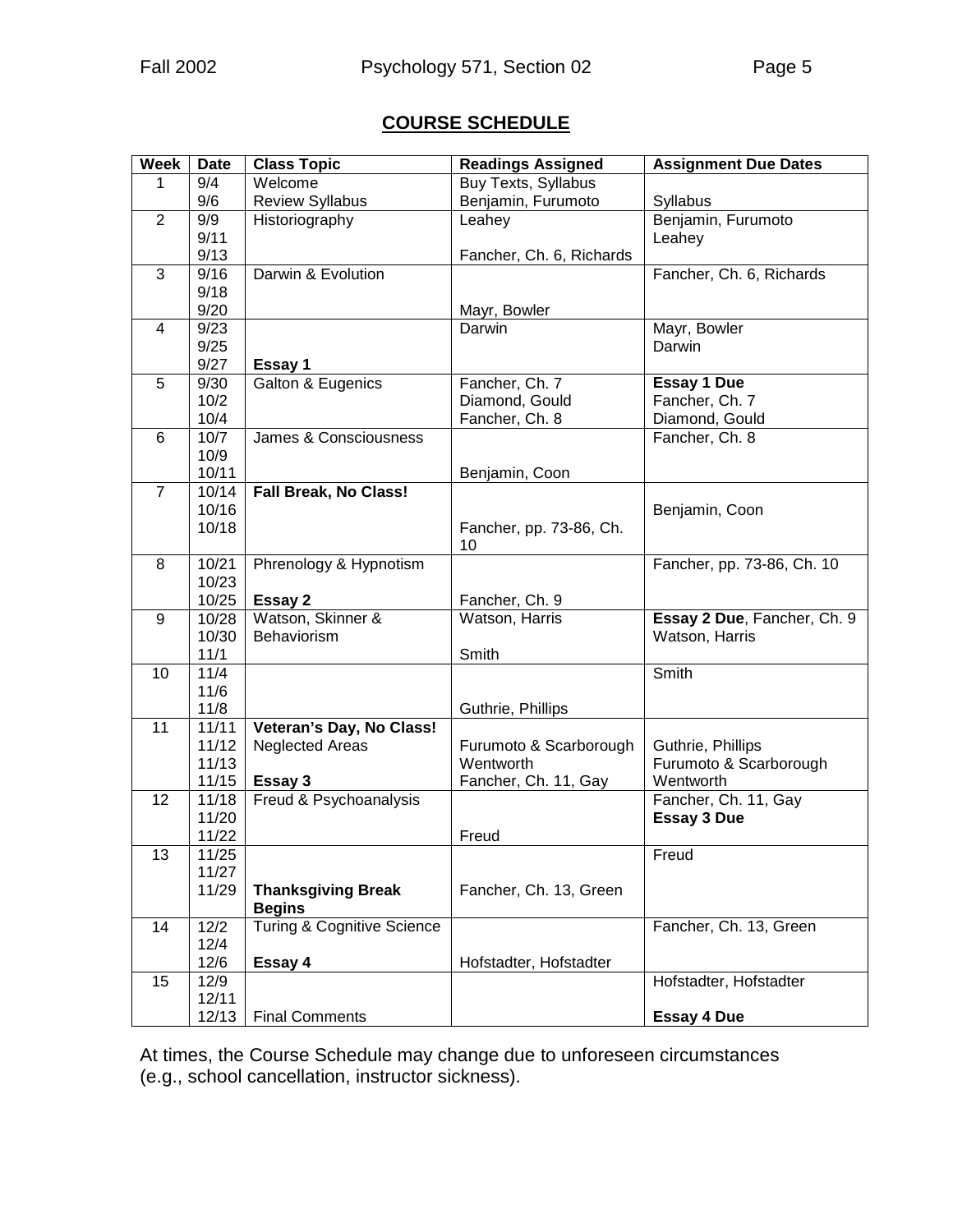## COURSE SCHEDULE

| Week | Date | Class Topic | Readings Assigned | Assignment Due Dates |
|---|---|---|---|---|
| 1 | 9/4 | Welcome | Buy Texts, Syllabus | |
| | 9/6 | Review Syllabus | Benjamin, Furumoto | Syllabus |
| 2 | 9/9 | Historiography | Leahey | Benjamin, Furumoto |
| | 9/11 | | | Leahey |
| | 9/13 | | Fancher, Ch. 6, Richards | |
| 3 | 9/16 | Darwin & Evolution | | Fancher, Ch. 6, Richards |
| | 9/18 | | | |
| | 9/20 | | Mayr, Bowler | |
| 4 | 9/23 | | Darwin | Mayr, Bowler |
| | 9/25 | | | Darwin |
| | 9/27 | **Essay 1** | | |
| 5 | 9/30 | Galton & Eugenics | Fancher, Ch. 7 | **Essay 1 Due** |
| | 10/2 | | Diamond, Gould | Fancher, Ch. 7 |
| | 10/4 | | Fancher, Ch. 8 | Diamond, Gould |
| 6 | 10/7 | James & Consciousness | | Fancher, Ch. 8 |
| | 10/9 | | | |
| | 10/11 | | Benjamin, Coon | |
| 7 | 10/14 | **Fall Break, No Class!** | | |
| | 10/16 | | | Benjamin, Coon |
| | 10/18 | | Fancher, pp. 73-86, Ch. 10 | |
| 8 | 10/21 | Phrenology & Hypnotism | | Fancher, pp. 73-86, Ch. 10 |
| | 10/23 | | | |
| | 10/25 | **Essay 2** | Fancher, Ch. 9 | |
| 9 | 10/28 | Watson, Skinner & | Watson, Harris | **Essay 2 Due**, Fancher, Ch. 9 |
| | 10/30 | Behaviorism | | Watson, Harris |
| | 11/1 | | Smith | |
| 10 | 11/4 | | | Smith |
| | 11/6 | | | |
| | 11/8 | | Guthrie, Phillips | |
| 11 | 11/11 | **Veteran's Day, No Class!** | | |
| | 11/12 | Neglected Areas | Furumoto & Scarborough | Guthrie, Phillips |
| | 11/13 | | Wentworth | Furumoto & Scarborough |
| | 11/15 | **Essay 3** | Fancher, Ch. 11, Gay | Wentworth |
| 12 | 11/18 | Freud & Psychoanalysis | | Fancher, Ch. 11, Gay |
| | 11/20 | | | **Essay 3 Due** |
| | 11/22 | | Freud | |
| 13 | 11/25 | | | Freud |
| | 11/27 | | | |
| | 11/29 | **Thanksgiving Break Begins** | Fancher, Ch. 13, Green | |
| 14 | 12/2 | Turing & Cognitive Science | | Fancher, Ch. 13, Green |
| | 12/4 | | | |
| | 12/6 | **Essay 4** | Hofstadter, Hofstadter | |
| 15 | 12/9 | | | Hofstadter, Hofstadter |
| | 12/11 | | | |
| | 12/13 | Final Comments | | **Essay 4 Due** |

At times, the Course Schedule may change due to unforeseen circumstances (e.g., school cancellation, instructor sickness).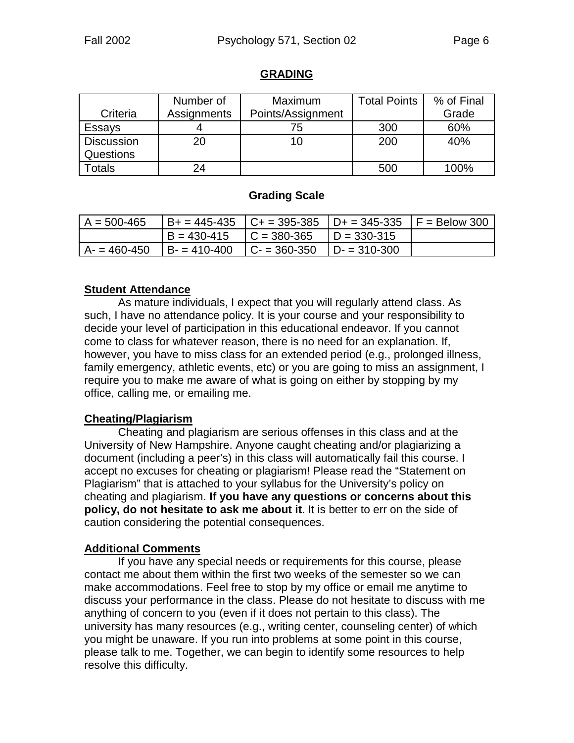## GRADING

| Criteria | Number of Assignments | Maximum Points/Assignment | Total Points | % of Final Grade |
|---|---|---|---|---|
| Essays | 4 | 75 | 300 | 60% |
| Discussion Questions | 20 | 10 | 200 | 40% |
| Totals | 24 | | 500 | 100% |

### Grading Scale

| | | | | |
|---|---|---|---|---|
| A = 500-465 | B+ = 445-435 | C+ = 395-385 | D+ = 345-335 | F = Below 300 |
| | B = 430-415 | C = 380-365 | D = 330-315 | |
| A- = 460-450 | B- = 410-400 | C- = 360-350 | D- = 310-300 | |

### Student Attendance

As mature individuals, I expect that you will regularly attend class. As such, I have no attendance policy. It is your course and your responsibility to decide your level of participation in this educational endeavor. If you cannot come to class for whatever reason, there is no need for an explanation. If, however, you have to miss class for an extended period (e.g., prolonged illness, family emergency, athletic events, etc) or you are going to miss an assignment, I require you to make me aware of what is going on either by stopping by my office, calling me, or emailing me.

### Cheating/Plagiarism

Cheating and plagiarism are serious offenses in this class and at the University of New Hampshire. Anyone caught cheating and/or plagiarizing a document (including a peer's) in this class will automatically fail this course. I accept no excuses for cheating or plagiarism! Please read the "Statement on Plagiarism" that is attached to your syllabus for the University's policy on cheating and plagiarism. **If you have any questions or concerns about this policy, do not hesitate to ask me about it**. It is better to err on the side of caution considering the potential consequences.

### Additional Comments

If you have any special needs or requirements for this course, please contact me about them within the first two weeks of the semester so we can make accommodations. Feel free to stop by my office or email me anytime to discuss your performance in the class. Please do not hesitate to discuss with me anything of concern to you (even if it does not pertain to this class). The university has many resources (e.g., writing center, counseling center) of which you might be unaware. If you run into problems at some point in this course, please talk to me. Together, we can begin to identify some resources to help resolve this difficulty.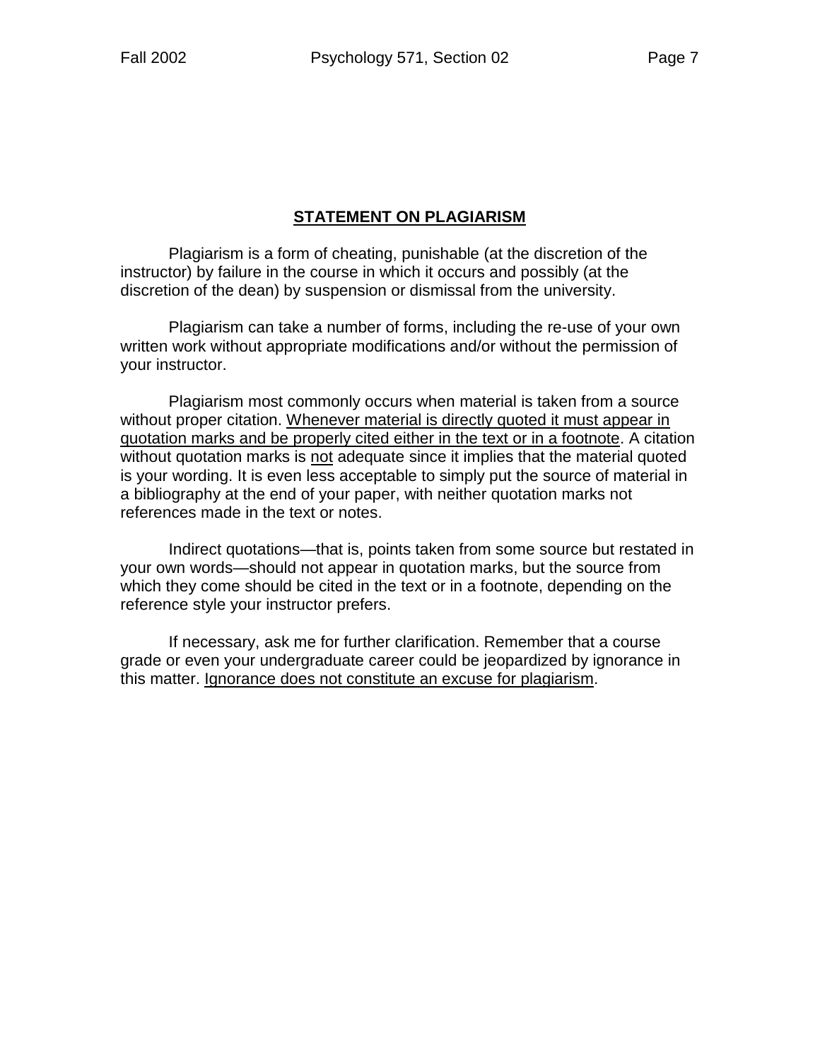## STATEMENT ON PLAGIARISM

Plagiarism is a form of cheating, punishable (at the discretion of the instructor) by failure in the course in which it occurs and possibly (at the discretion of the dean) by suspension or dismissal from the university.

Plagiarism can take a number of forms, including the re-use of your own written work without appropriate modifications and/or without the permission of your instructor.

Plagiarism most commonly occurs when material is taken from a source without proper citation. <u>Whenever material is directly quoted it must appear in quotation marks and be properly cited either in the text or in a footnote</u>. A citation without quotation marks is <u>not</u> adequate since it implies that the material quoted is your wording. It is even less acceptable to simply put the source of material in a bibliography at the end of your paper, with neither quotation marks not references made in the text or notes.

Indirect quotations—that is, points taken from some source but restated in your own words—should not appear in quotation marks, but the source from which they come should be cited in the text or in a footnote, depending on the reference style your instructor prefers.

If necessary, ask me for further clarification. Remember that a course grade or even your undergraduate career could be jeopardized by ignorance in this matter. <u>Ignorance does not constitute an excuse for plagiarism</u>.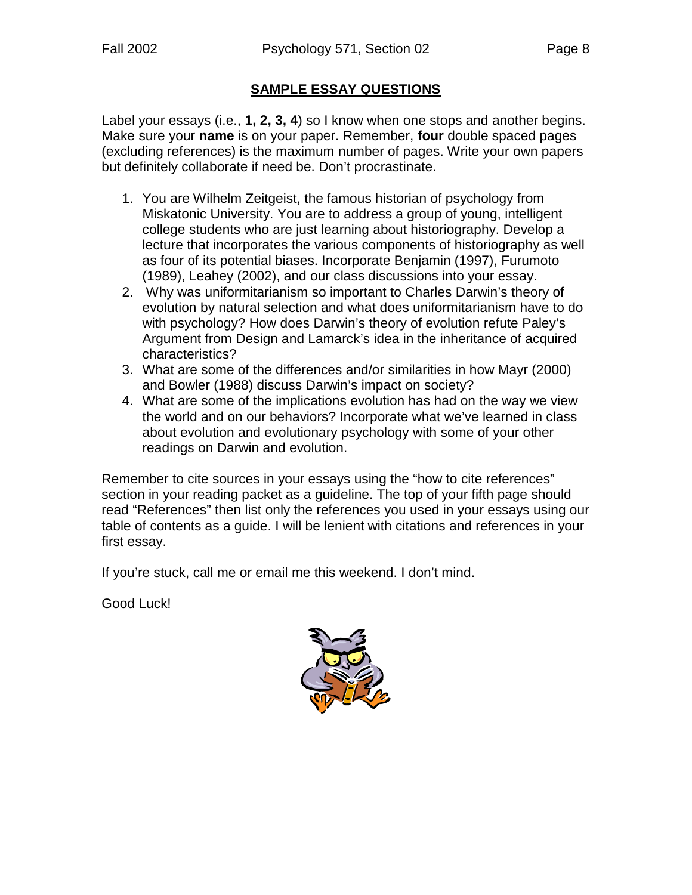## SAMPLE ESSAY QUESTIONS

Label your essays (i.e., **1, 2, 3, 4**) so I know when one stops and another begins. Make sure your **name** is on your paper. Remember, **four** double spaced pages (excluding references) is the maximum number of pages. Write your own papers but definitely collaborate if need be. Don't procrastinate.

1. You are Wilhelm Zeitgeist, the famous historian of psychology from Miskatonic University. You are to address a group of young, intelligent college students who are just learning about historiography. Develop a lecture that incorporates the various components of historiography as well as four of its potential biases. Incorporate Benjamin (1997), Furumoto (1989), Leahey (2002), and our class discussions into your essay.
2. Why was uniformitarianism so important to Charles Darwin's theory of evolution by natural selection and what does uniformitarianism have to do with psychology? How does Darwin's theory of evolution refute Paley's Argument from Design and Lamarck's idea in the inheritance of acquired characteristics?
3. What are some of the differences and/or similarities in how Mayr (2000) and Bowler (1988) discuss Darwin's impact on society?
4. What are some of the implications evolution has had on the way we view the world and on our behaviors? Incorporate what we've learned in class about evolution and evolutionary psychology with some of your other readings on Darwin and evolution.

Remember to cite sources in your essays using the "how to cite references" section in your reading packet as a guideline. The top of your fifth page should read "References" then list only the references you used in your essays using our table of contents as a guide. I will be lenient with citations and references in your first essay.

If you're stuck, call me or email me this weekend. I don't mind.

Good Luck!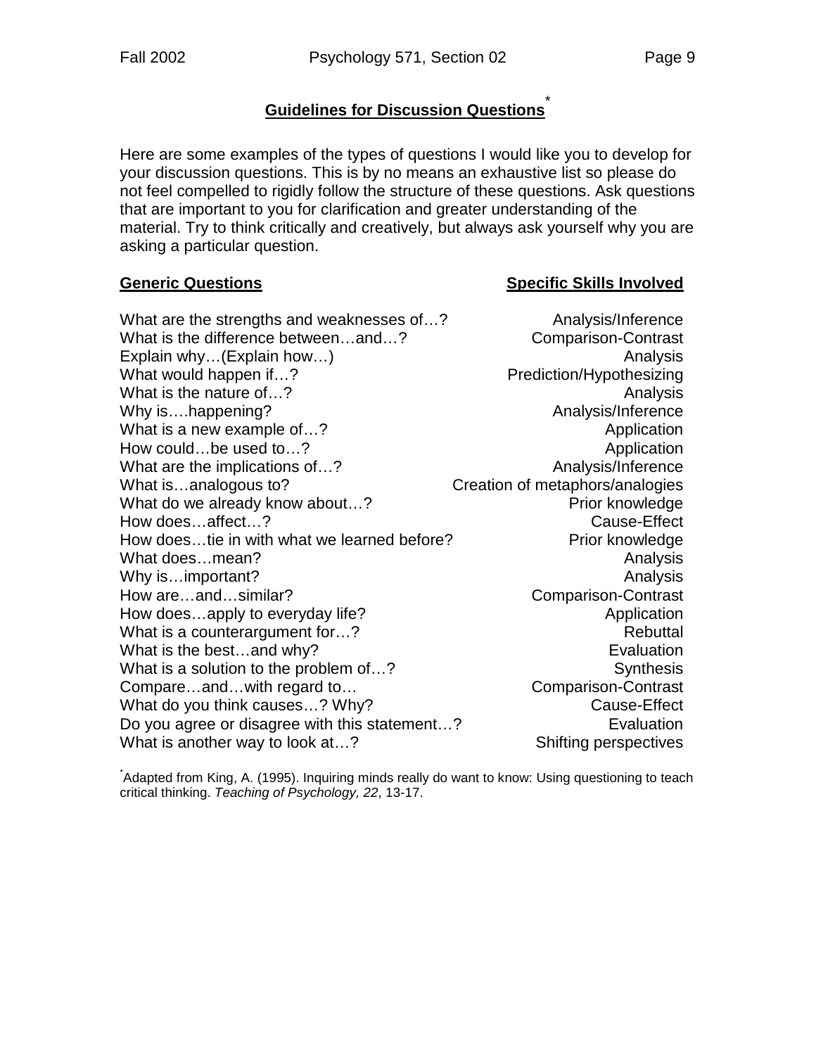## Guidelines for Discussion Questions[*]

Here are some examples of the types of questions I would like you to develop for your discussion questions. This is by no means an exhaustive list so please do not feel compelled to rigidly follow the structure of these questions. Ask questions that are important to you for clarification and greater understanding of the material. Try to think critically and creatively, but always ask yourself why you are asking a particular question.

| **Generic Questions** | **Specific Skills Involved** |
| --- | --- |
| What are the strengths and weaknesses of…? | Analysis/Inference |
| What is the difference between…and…? | Comparison-Contrast |
| Explain why…(Explain how…) | Analysis |
| What would happen if…? | Prediction/Hypothesizing |
| What is the nature of…? | Analysis |
| Why is….happening? | Analysis/Inference |
| What is a new example of…? | Application |
| How could…be used to…? | Application |
| What are the implications of…? | Analysis/Inference |
| What is…analogous to? | Creation of metaphors/analogies |
| What do we already know about…? | Prior knowledge |
| How does…affect…? | Cause-Effect |
| How does…tie in with what we learned before? | Prior knowledge |
| What does…mean? | Analysis |
| Why is…important? | Analysis |
| How are…and…similar? | Comparison-Contrast |
| How does…apply to everyday life? | Application |
| What is a counterargument for…? | Rebuttal |
| What is the best…and why? | Evaluation |
| What is a solution to the problem of…? | Synthesis |
| Compare…and…with regard to… | Comparison-Contrast |
| What do you think causes…? Why? | Cause-Effect |
| Do you agree or disagree with this statement…? | Evaluation |
| What is another way to look at…? | Shifting perspectives |

[*]Adapted from King, A. (1995). Inquiring minds really do want to know: Using questioning to teach critical thinking. *Teaching of Psychology, 22*, 13-17.